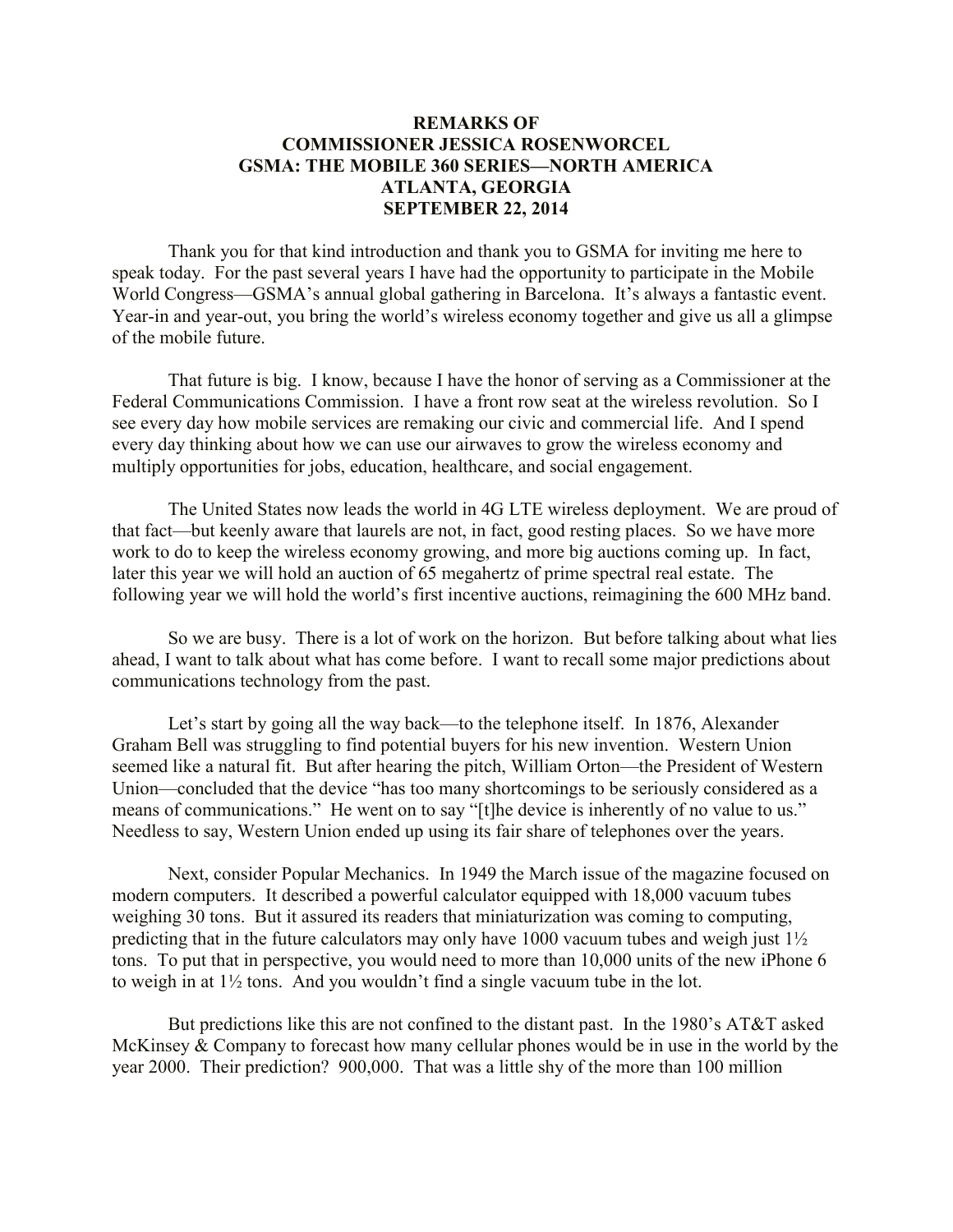**REMARKS OF**
**COMMISSIONER JESSICA ROSENWORCEL**
**GSMA: THE MOBILE 360 SERIES—NORTH AMERICA**
**ATLANTA, GEORGIA**
**SEPTEMBER 22, 2014**

Thank you for that kind introduction and thank you to GSMA for inviting me here to speak today. For the past several years I have had the opportunity to participate in the Mobile World Congress—GSMA's annual global gathering in Barcelona. It's always a fantastic event. Year-in and year-out, you bring the world's wireless economy together and give us all a glimpse of the mobile future.

That future is big. I know, because I have the honor of serving as a Commissioner at the Federal Communications Commission. I have a front row seat at the wireless revolution. So I see every day how mobile services are remaking our civic and commercial life. And I spend every day thinking about how we can use our airwaves to grow the wireless economy and multiply opportunities for jobs, education, healthcare, and social engagement.

The United States now leads the world in 4G LTE wireless deployment. We are proud of that fact—but keenly aware that laurels are not, in fact, good resting places. So we have more work to do to keep the wireless economy growing, and more big auctions coming up. In fact, later this year we will hold an auction of 65 megahertz of prime spectral real estate. The following year we will hold the world's first incentive auctions, reimagining the 600 MHz band.

So we are busy. There is a lot of work on the horizon. But before talking about what lies ahead, I want to talk about what has come before. I want to recall some major predictions about communications technology from the past.

Let's start by going all the way back—to the telephone itself. In 1876, Alexander Graham Bell was struggling to find potential buyers for his new invention. Western Union seemed like a natural fit. But after hearing the pitch, William Orton—the President of Western Union—concluded that the device "has too many shortcomings to be seriously considered as a means of communications." He went on to say "[t]he device is inherently of no value to us." Needless to say, Western Union ended up using its fair share of telephones over the years.

Next, consider Popular Mechanics. In 1949 the March issue of the magazine focused on modern computers. It described a powerful calculator equipped with 18,000 vacuum tubes weighing 30 tons. But it assured its readers that miniaturization was coming to computing, predicting that in the future calculators may only have 1000 vacuum tubes and weigh just 1½ tons. To put that in perspective, you would need to more than 10,000 units of the new iPhone 6 to weigh in at 1½ tons. And you wouldn't find a single vacuum tube in the lot.

But predictions like this are not confined to the distant past. In the 1980's AT&T asked McKinsey & Company to forecast how many cellular phones would be in use in the world by the year 2000. Their prediction? 900,000. That was a little shy of the more than 100 million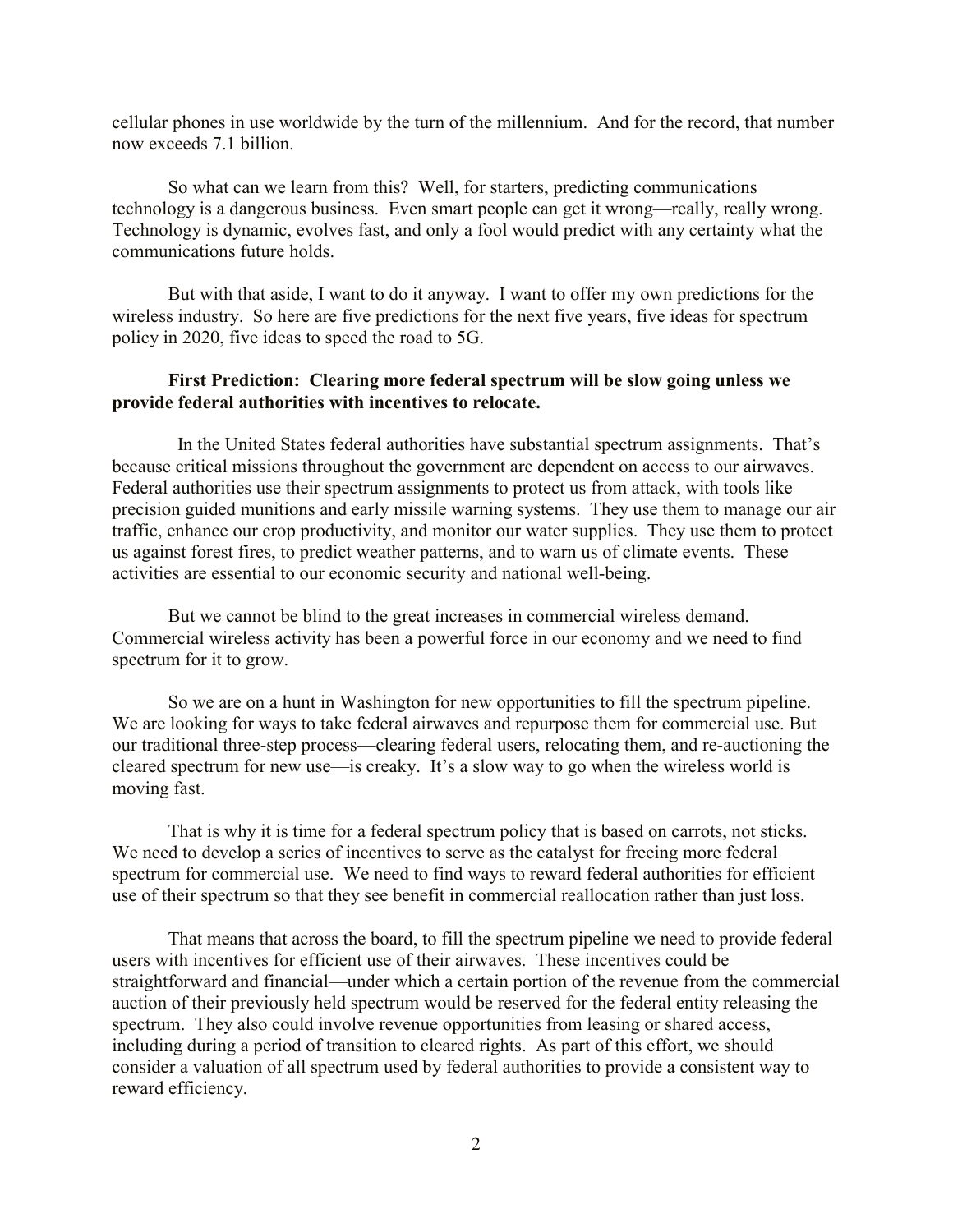cellular phones in use worldwide by the turn of the millennium. And for the record, that number now exceeds 7.1 billion.

So what can we learn from this? Well, for starters, predicting communications technology is a dangerous business. Even smart people can get it wrong—really, really wrong. Technology is dynamic, evolves fast, and only a fool would predict with any certainty what the communications future holds.

But with that aside, I want to do it anyway. I want to offer my own predictions for the wireless industry. So here are five predictions for the next five years, five ideas for spectrum policy in 2020, five ideas to speed the road to 5G.

**First Prediction: Clearing more federal spectrum will be slow going unless we provide federal authorities with incentives to relocate.**

In the United States federal authorities have substantial spectrum assignments. That's because critical missions throughout the government are dependent on access to our airwaves. Federal authorities use their spectrum assignments to protect us from attack, with tools like precision guided munitions and early missile warning systems. They use them to manage our air traffic, enhance our crop productivity, and monitor our water supplies. They use them to protect us against forest fires, to predict weather patterns, and to warn us of climate events. These activities are essential to our economic security and national well-being.

But we cannot be blind to the great increases in commercial wireless demand. Commercial wireless activity has been a powerful force in our economy and we need to find spectrum for it to grow.

So we are on a hunt in Washington for new opportunities to fill the spectrum pipeline. We are looking for ways to take federal airwaves and repurpose them for commercial use. But our traditional three-step process—clearing federal users, relocating them, and re-auctioning the cleared spectrum for new use—is creaky. It's a slow way to go when the wireless world is moving fast.

That is why it is time for a federal spectrum policy that is based on carrots, not sticks. We need to develop a series of incentives to serve as the catalyst for freeing more federal spectrum for commercial use. We need to find ways to reward federal authorities for efficient use of their spectrum so that they see benefit in commercial reallocation rather than just loss.

That means that across the board, to fill the spectrum pipeline we need to provide federal users with incentives for efficient use of their airwaves. These incentives could be straightforward and financial—under which a certain portion of the revenue from the commercial auction of their previously held spectrum would be reserved for the federal entity releasing the spectrum. They also could involve revenue opportunities from leasing or shared access, including during a period of transition to cleared rights. As part of this effort, we should consider a valuation of all spectrum used by federal authorities to provide a consistent way to reward efficiency.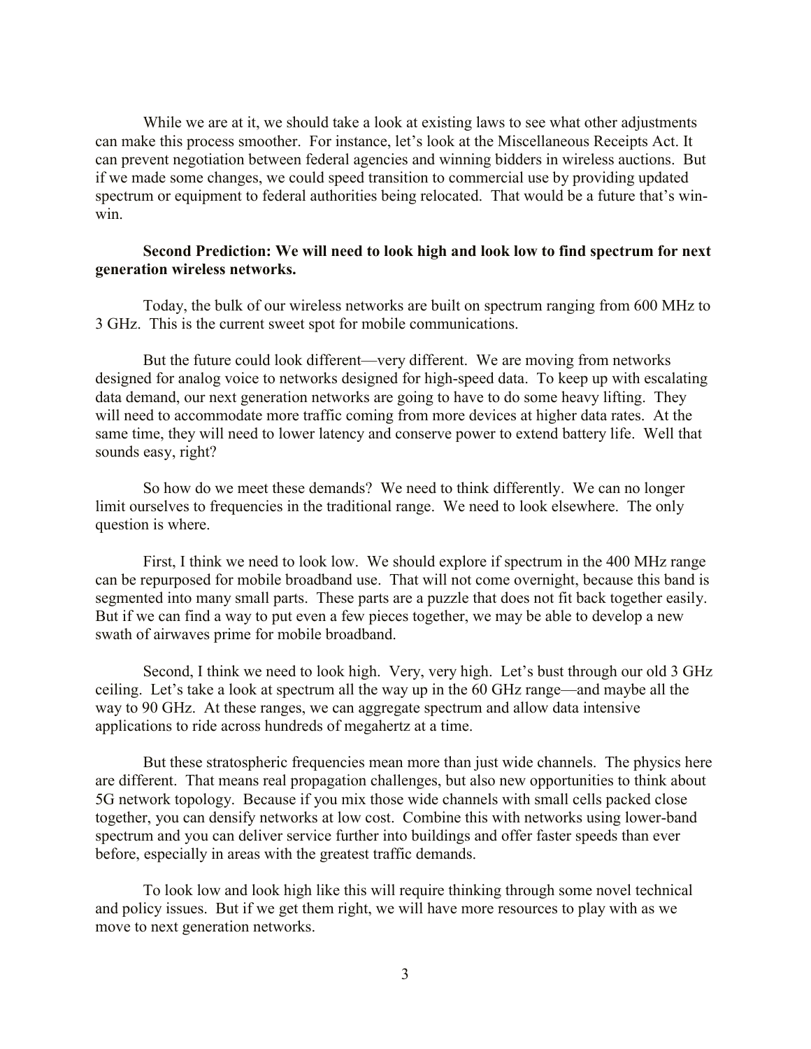While we are at it, we should take a look at existing laws to see what other adjustments can make this process smoother. For instance, let's look at the Miscellaneous Receipts Act. It can prevent negotiation between federal agencies and winning bidders in wireless auctions. But if we made some changes, we could speed transition to commercial use by providing updated spectrum or equipment to federal authorities being relocated. That would be a future that's win-win.

**Second Prediction: We will need to look high and look low to find spectrum for next generation wireless networks.**

Today, the bulk of our wireless networks are built on spectrum ranging from 600 MHz to 3 GHz. This is the current sweet spot for mobile communications.

But the future could look different—very different. We are moving from networks designed for analog voice to networks designed for high-speed data. To keep up with escalating data demand, our next generation networks are going to have to do some heavy lifting. They will need to accommodate more traffic coming from more devices at higher data rates. At the same time, they will need to lower latency and conserve power to extend battery life. Well that sounds easy, right?

So how do we meet these demands? We need to think differently. We can no longer limit ourselves to frequencies in the traditional range. We need to look elsewhere. The only question is where.

First, I think we need to look low. We should explore if spectrum in the 400 MHz range can be repurposed for mobile broadband use. That will not come overnight, because this band is segmented into many small parts. These parts are a puzzle that does not fit back together easily. But if we can find a way to put even a few pieces together, we may be able to develop a new swath of airwaves prime for mobile broadband.

Second, I think we need to look high. Very, very high. Let's bust through our old 3 GHz ceiling. Let's take a look at spectrum all the way up in the 60 GHz range—and maybe all the way to 90 GHz. At these ranges, we can aggregate spectrum and allow data intensive applications to ride across hundreds of megahertz at a time.

But these stratospheric frequencies mean more than just wide channels. The physics here are different. That means real propagation challenges, but also new opportunities to think about 5G network topology. Because if you mix those wide channels with small cells packed close together, you can densify networks at low cost. Combine this with networks using lower-band spectrum and you can deliver service further into buildings and offer faster speeds than ever before, especially in areas with the greatest traffic demands.

To look low and look high like this will require thinking through some novel technical and policy issues. But if we get them right, we will have more resources to play with as we move to next generation networks.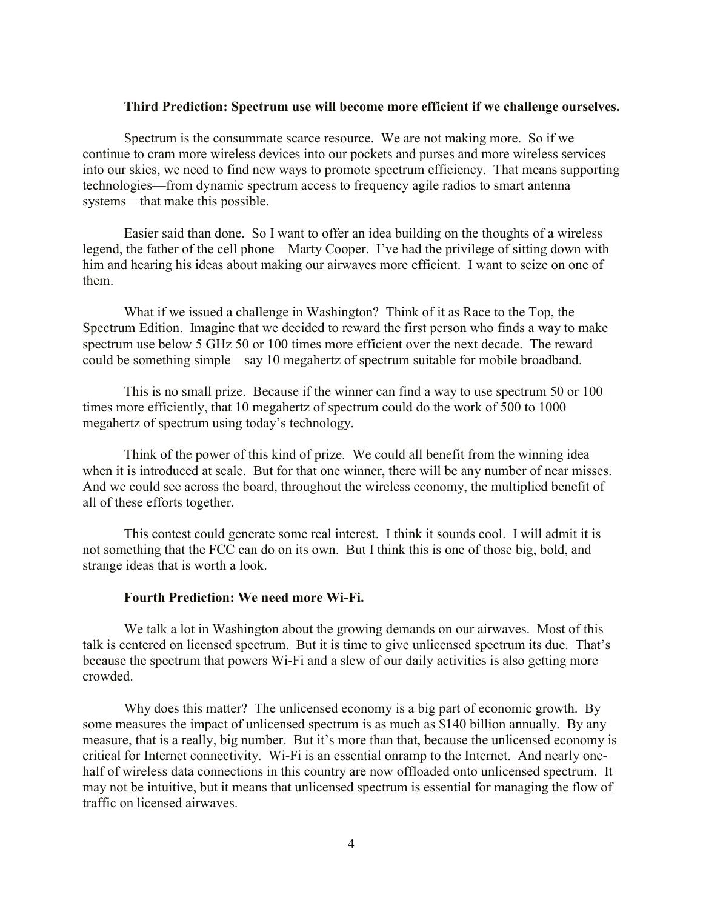**Third Prediction: Spectrum use will become more efficient if we challenge ourselves.**

Spectrum is the consummate scarce resource. We are not making more. So if we continue to cram more wireless devices into our pockets and purses and more wireless services into our skies, we need to find new ways to promote spectrum efficiency. That means supporting technologies—from dynamic spectrum access to frequency agile radios to smart antenna systems—that make this possible.

Easier said than done. So I want to offer an idea building on the thoughts of a wireless legend, the father of the cell phone—Marty Cooper. I've had the privilege of sitting down with him and hearing his ideas about making our airwaves more efficient. I want to seize on one of them.

What if we issued a challenge in Washington? Think of it as Race to the Top, the Spectrum Edition. Imagine that we decided to reward the first person who finds a way to make spectrum use below 5 GHz 50 or 100 times more efficient over the next decade. The reward could be something simple—say 10 megahertz of spectrum suitable for mobile broadband.

This is no small prize. Because if the winner can find a way to use spectrum 50 or 100 times more efficiently, that 10 megahertz of spectrum could do the work of 500 to 1000 megahertz of spectrum using today's technology.

Think of the power of this kind of prize. We could all benefit from the winning idea when it is introduced at scale. But for that one winner, there will be any number of near misses. And we could see across the board, throughout the wireless economy, the multiplied benefit of all of these efforts together.

This contest could generate some real interest. I think it sounds cool. I will admit it is not something that the FCC can do on its own. But I think this is one of those big, bold, and strange ideas that is worth a look.

**Fourth Prediction: We need more Wi-Fi.**

We talk a lot in Washington about the growing demands on our airwaves. Most of this talk is centered on licensed spectrum. But it is time to give unlicensed spectrum its due. That's because the spectrum that powers Wi-Fi and a slew of our daily activities is also getting more crowded.

Why does this matter? The unlicensed economy is a big part of economic growth. By some measures the impact of unlicensed spectrum is as much as $140 billion annually. By any measure, that is a really, big number. But it's more than that, because the unlicensed economy is critical for Internet connectivity. Wi-Fi is an essential onramp to the Internet. And nearly one-half of wireless data connections in this country are now offloaded onto unlicensed spectrum. It may not be intuitive, but it means that unlicensed spectrum is essential for managing the flow of traffic on licensed airwaves.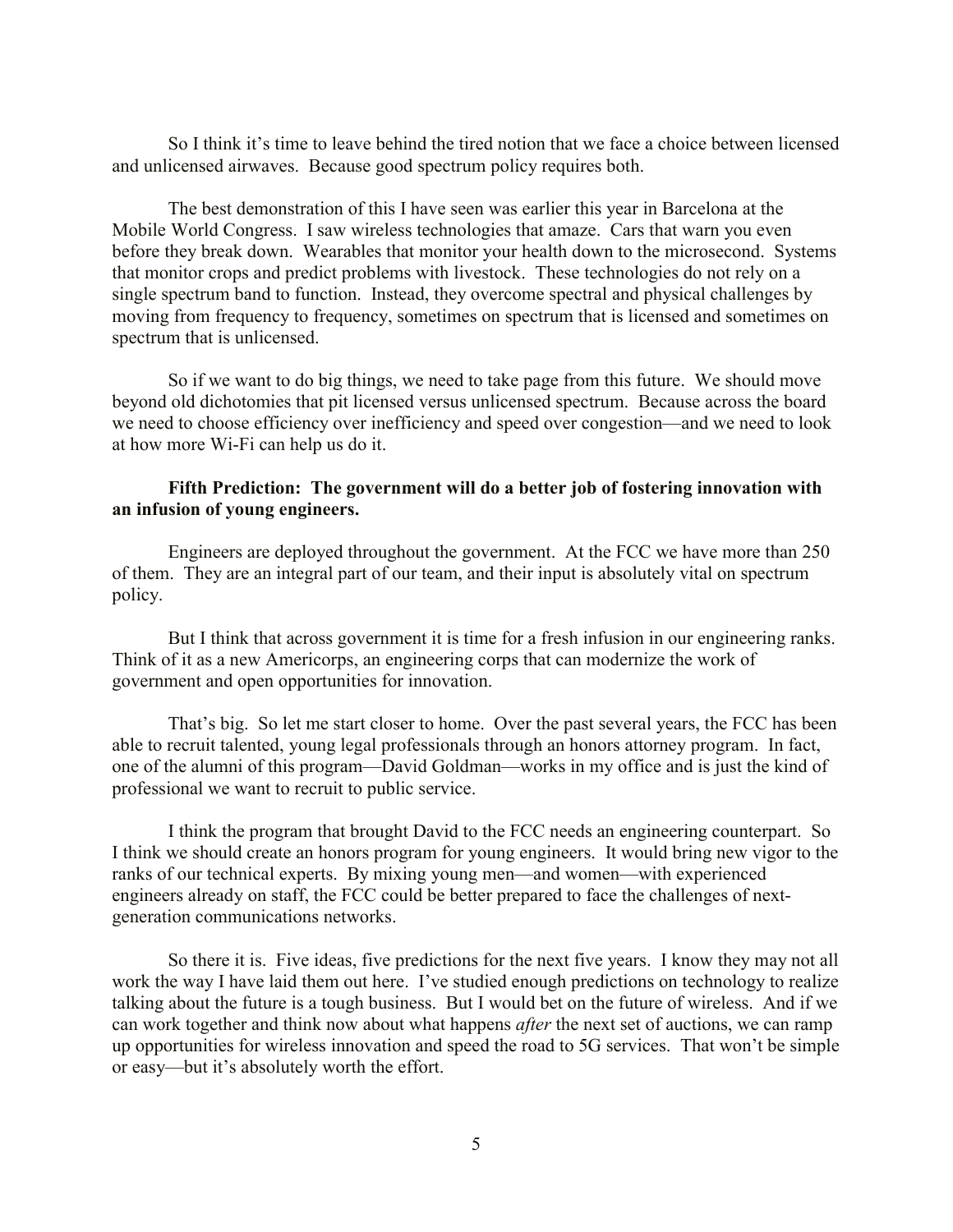So I think it's time to leave behind the tired notion that we face a choice between licensed and unlicensed airwaves. Because good spectrum policy requires both.

The best demonstration of this I have seen was earlier this year in Barcelona at the Mobile World Congress. I saw wireless technologies that amaze. Cars that warn you even before they break down. Wearables that monitor your health down to the microsecond. Systems that monitor crops and predict problems with livestock. These technologies do not rely on a single spectrum band to function. Instead, they overcome spectral and physical challenges by moving from frequency to frequency, sometimes on spectrum that is licensed and sometimes on spectrum that is unlicensed.

So if we want to do big things, we need to take page from this future. We should move beyond old dichotomies that pit licensed versus unlicensed spectrum. Because across the board we need to choose efficiency over inefficiency and speed over congestion—and we need to look at how more Wi-Fi can help us do it.

**Fifth Prediction: The government will do a better job of fostering innovation with an infusion of young engineers.**

Engineers are deployed throughout the government. At the FCC we have more than 250 of them. They are an integral part of our team, and their input is absolutely vital on spectrum policy.

But I think that across government it is time for a fresh infusion in our engineering ranks. Think of it as a new Americorps, an engineering corps that can modernize the work of government and open opportunities for innovation.

That's big. So let me start closer to home. Over the past several years, the FCC has been able to recruit talented, young legal professionals through an honors attorney program. In fact, one of the alumni of this program—David Goldman—works in my office and is just the kind of professional we want to recruit to public service.

I think the program that brought David to the FCC needs an engineering counterpart. So I think we should create an honors program for young engineers. It would bring new vigor to the ranks of our technical experts. By mixing young men—and women—with experienced engineers already on staff, the FCC could be better prepared to face the challenges of next-generation communications networks.

So there it is. Five ideas, five predictions for the next five years. I know they may not all work the way I have laid them out here. I've studied enough predictions on technology to realize talking about the future is a tough business. But I would bet on the future of wireless. And if we can work together and think now about what happens *after* the next set of auctions, we can ramp up opportunities for wireless innovation and speed the road to 5G services. That won't be simple or easy—but it's absolutely worth the effort.